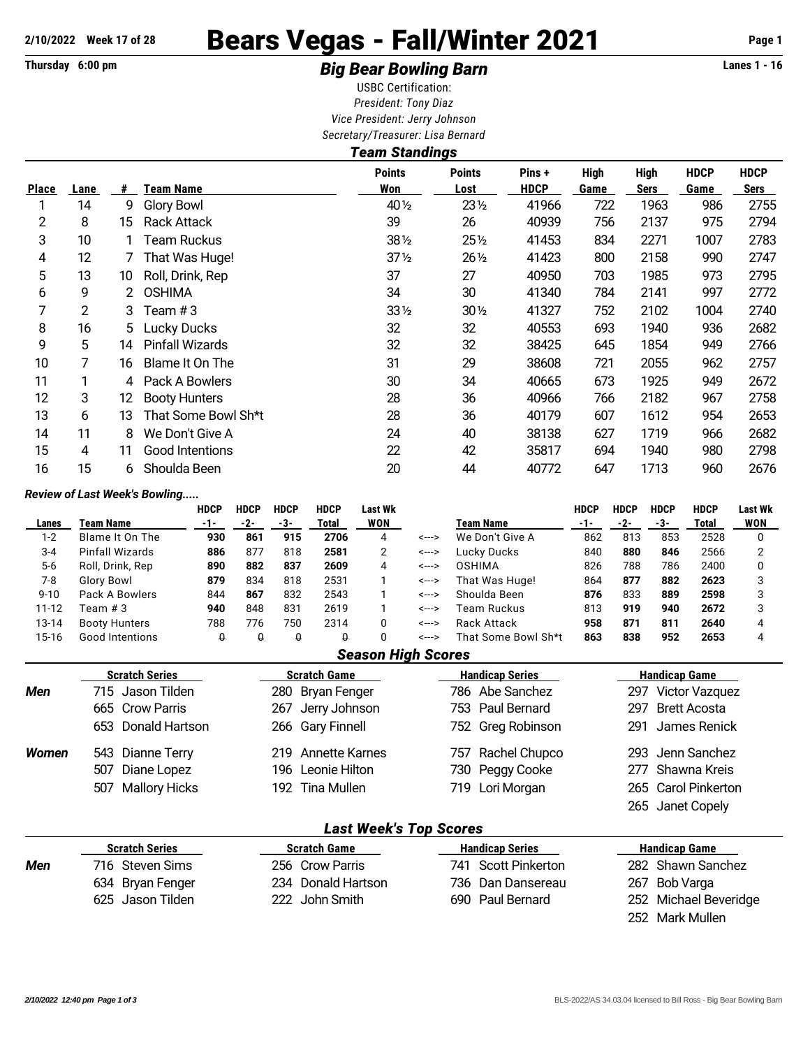2/10/2022 Week 17 of 28

# Bears Vegas - Fall/Winter 2021

Thursday 6:00 pm

## *Big Bear Bowling Barn*

Lanes 1 - 16

USBC Certification:
*President: Tony Diaz*
*Vice President: Jerry Johnson*
*Secretary/Treasurer: Lisa Bernard*

### *Team Standings*

| Place | Lane | # | Team Name | Points Won | Points Lost | Pins + HDCP | High Game | High Sers | HDCP Game | HDCP Sers |
|---|---|---|---|---|---|---|---|---|---|---|
| 1 | 14 | 9 | Glory Bowl | 40½ | 23½ | 41966 | 722 | 1963 | 986 | 2755 |
| 2 | 8 | 15 | Rack Attack | 39 | 26 | 40939 | 756 | 2137 | 975 | 2794 |
| 3 | 10 | 1 | Team Ruckus | 38½ | 25½ | 41453 | 834 | 2271 | 1007 | 2783 |
| 4 | 12 | 7 | That Was Huge! | 37½ | 26½ | 41423 | 800 | 2158 | 990 | 2747 |
| 5 | 13 | 10 | Roll, Drink, Rep | 37 | 27 | 40950 | 703 | 1985 | 973 | 2795 |
| 6 | 9 | 2 | OSHIMA | 34 | 30 | 41340 | 784 | 2141 | 997 | 2772 |
| 7 | 2 | 3 | Team # 3 | 33½ | 30½ | 41327 | 752 | 2102 | 1004 | 2740 |
| 8 | 16 | 5 | Lucky Ducks | 32 | 32 | 40553 | 693 | 1940 | 936 | 2682 |
| 9 | 5 | 14 | Pinfall Wizards | 32 | 32 | 38425 | 645 | 1854 | 949 | 2766 |
| 10 | 7 | 16 | Blame It On The | 31 | 29 | 38608 | 721 | 2055 | 962 | 2757 |
| 11 | 1 | 4 | Pack A Bowlers | 30 | 34 | 40665 | 673 | 1925 | 949 | 2672 |
| 12 | 3 | 12 | Booty Hunters | 28 | 36 | 40966 | 766 | 2182 | 967 | 2758 |
| 13 | 6 | 13 | That Some Bowl Sh*t | 28 | 36 | 40179 | 607 | 1612 | 954 | 2653 |
| 14 | 11 | 8 | We Don't Give A | 24 | 40 | 38138 | 627 | 1719 | 966 | 2682 |
| 15 | 4 | 11 | Good Intentions | 22 | 42 | 35817 | 694 | 1940 | 980 | 2798 |
| 16 | 15 | 6 | Shoulda Been | 20 | 44 | 40772 | 647 | 1713 | 960 | 2676 |

***Review of Last Week's Bowling.....***

| Lanes | Team Name | HDCP -1- | HDCP -2- | HDCP -3- | HDCP Total | Last Wk WON | | Team Name | HDCP -1- | HDCP -2- | HDCP -3- | HDCP Total | Last Wk WON |
|---|---|---|---|---|---|---|---|---|---|---|---|---|---|
| 1-2 | Blame It On The | **930** | **861** | **915** | **2706** | 4 | <---> | We Don't Give A | 862 | 813 | 853 | 2528 | 0 |
| 3-4 | Pinfall Wizards | **886** | 877 | 818 | 2581 | 2 | <---> | Lucky Ducks | 840 | **880** | **846** | 2566 | 2 |
| 5-6 | Roll, Drink, Rep | **890** | **882** | **837** | **2609** | 4 | <---> | OSHIMA | 826 | 788 | 786 | 2400 | 0 |
| 7-8 | Glory Bowl | **879** | 834 | 818 | 2531 | 1 | <---> | That Was Huge! | 864 | **877** | **882** | **2623** | 3 |
| 9-10 | Pack A Bowlers | 844 | **867** | 832 | 2543 | 1 | <---> | Shoulda Been | **876** | 833 | **889** | **2598** | 3 |
| 11-12 | Team # 3 | **940** | 848 | 831 | 2619 | 1 | <---> | Team Ruckus | 813 | **919** | **940** | **2672** | 3 |
| 13-14 | Booty Hunters | 788 | 776 | 750 | 2314 | 0 | <---> | Rack Attack | **958** | **871** | **811** | **2640** | 4 |
| 15-16 | Good Intentions | 0 | 0 | 0 | 0 | 0 | <---> | That Some Bowl Sh*t | **863** | **838** | **952** | **2653** | 4 |

### *Season High Scores*

| | Scratch Series | Scratch Game | Handicap Series | Handicap Game |
|---|---|---|---|---|
| ***Men*** | 715 Jason Tilden | 280 Bryan Fenger | 786 Abe Sanchez | 297 Victor Vazquez |
| | 665 Crow Parris | 267 Jerry Johnson | 753 Paul Bernard | 297 Brett Acosta |
| | 653 Donald Hartson | 266 Gary Finnell | 752 Greg Robinson | 291 James Renick |
| ***Women*** | 543 Dianne Terry | 219 Annette Karnes | 757 Rachel Chupco | 293 Jenn Sanchez |
| | 507 Diane Lopez | 196 Leonie Hilton | 730 Peggy Cooke | 277 Shawna Kreis |
| | 507 Mallory Hicks | 192 Tina Mullen | 719 Lori Morgan | 265 Carol Pinkerton |
| | | | | 265 Janet Copely |

### *Last Week's Top Scores*

| | Scratch Series | Scratch Game | Handicap Series | Handicap Game |
|---|---|---|---|---|
| ***Men*** | 716 Steven Sims | 256 Crow Parris | 741 Scott Pinkerton | 282 Shawn Sanchez |
| | 634 Bryan Fenger | 234 Donald Hartson | 736 Dan Dansereau | 267 Bob Varga |
| | 625 Jason Tilden | 222 John Smith | 690 Paul Bernard | 252 Michael Beveridge |
| | | | | 252 Mark Mullen |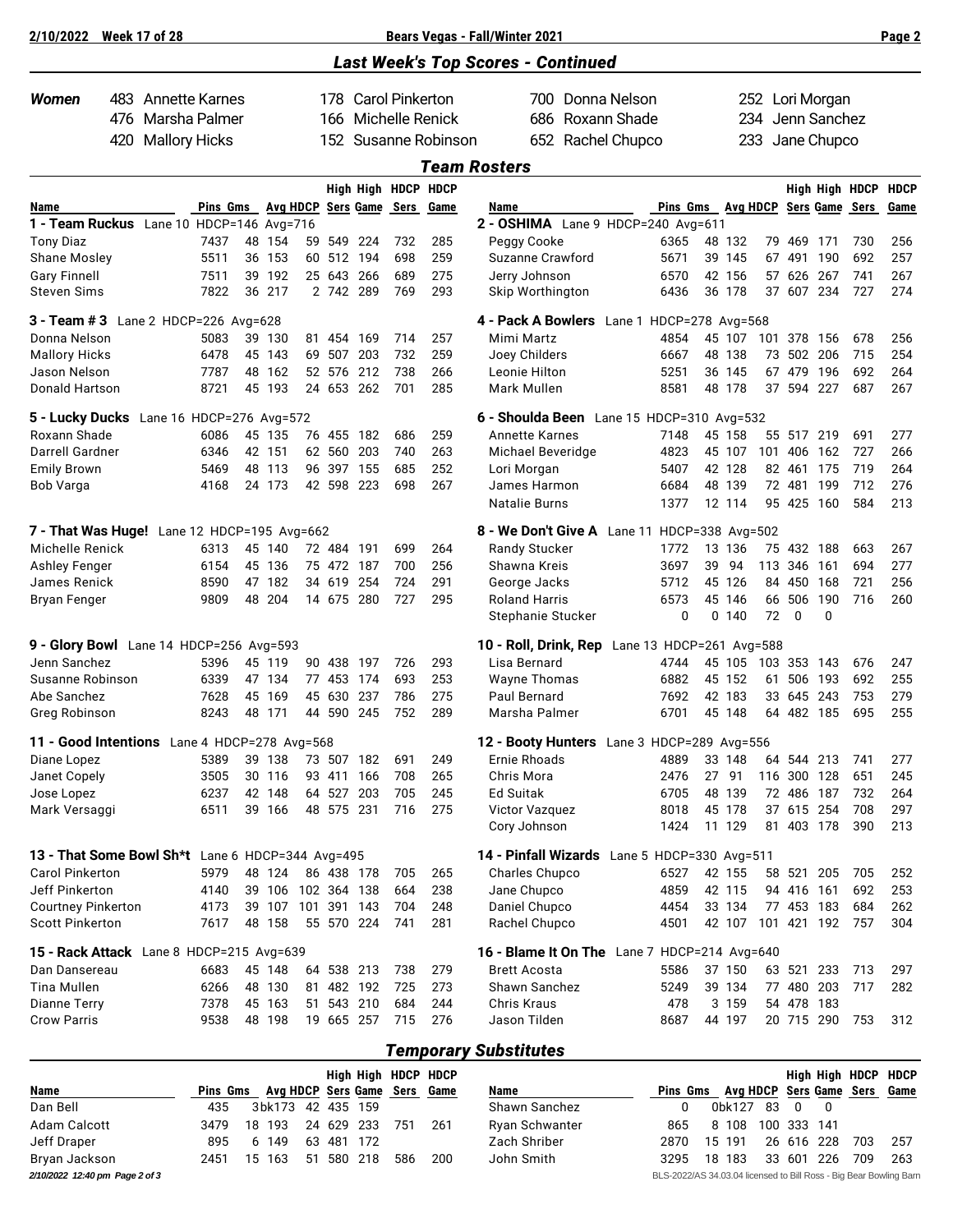## Last Week's Top Scores - Continued

| Women | | | | |
|---|---|---|---|---|
| | 483 Annette Karnes | 178 Carol Pinkerton | 700 Donna Nelson | 252 Lori Morgan |
| | 476 Marsha Palmer | 166 Michelle Renick | 686 Roxann Shade | 234 Jenn Sanchez |
| | 420 Mallory Hicks | 152 Susanne Robinson | 652 Rachel Chupco | 233 Jane Chupco |

## Team Rosters

| Name | Pins | Gms | Avg | HDCP | High Sers | High Game | HDCP Sers | HDCP Game |
|---|---|---|---|---|---|---|---|---|
| **1 - Team Ruckus** Lane 10 HDCP=146 Avg=716 | | | | | | | | |
| Tony Diaz | 7437 | 48 | 154 | 59 | 549 | 224 | 732 | 285 |
| Shane Mosley | 5511 | 36 | 153 | 60 | 512 | 194 | 698 | 259 |
| Gary Finnell | 7511 | 39 | 192 | 25 | 643 | 266 | 689 | 275 |
| Steven Sims | 7822 | 36 | 217 | 2 | 742 | 289 | 769 | 293 |
| **2 - OSHIMA** Lane 9 HDCP=240 Avg=611 | | | | | | | | |
| Peggy Cooke | 6365 | 48 | 132 | 79 | 469 | 171 | 730 | 256 |
| Suzanne Crawford | 5671 | 39 | 145 | 67 | 491 | 190 | 692 | 257 |
| Jerry Johnson | 6570 | 42 | 156 | 57 | 626 | 267 | 741 | 267 |
| Skip Worthington | 6436 | 36 | 178 | 37 | 607 | 234 | 727 | 274 |
| **3 - Team # 3** Lane 2 HDCP=226 Avg=628 | | | | | | | | |
| Donna Nelson | 5083 | 39 | 130 | 81 | 454 | 169 | 714 | 257 |
| Mallory Hicks | 6478 | 45 | 143 | 69 | 507 | 203 | 732 | 259 |
| Jason Nelson | 7787 | 48 | 162 | 52 | 576 | 212 | 738 | 266 |
| Donald Hartson | 8721 | 45 | 193 | 24 | 653 | 262 | 701 | 285 |
| **4 - Pack A Bowlers** Lane 1 HDCP=278 Avg=568 | | | | | | | | |
| Mimi Martz | 4854 | 45 | 107 | 101 | 378 | 156 | 678 | 256 |
| Joey Childers | 6667 | 48 | 138 | 73 | 502 | 206 | 715 | 254 |
| Leonie Hilton | 5251 | 36 | 145 | 67 | 479 | 196 | 692 | 264 |
| Mark Mullen | 8581 | 48 | 178 | 37 | 594 | 227 | 687 | 267 |
| **5 - Lucky Ducks** Lane 16 HDCP=276 Avg=572 | | | | | | | | |
| Roxann Shade | 6086 | 45 | 135 | 76 | 455 | 182 | 686 | 259 |
| Darrell Gardner | 6346 | 42 | 151 | 62 | 560 | 203 | 740 | 263 |
| Emily Brown | 5469 | 48 | 113 | 96 | 397 | 155 | 685 | 252 |
| Bob Varga | 4168 | 24 | 173 | 42 | 598 | 223 | 698 | 267 |
| **6 - Shoulda Been** Lane 15 HDCP=310 Avg=532 | | | | | | | | |
| Annette Karnes | 7148 | 45 | 158 | 55 | 517 | 219 | 691 | 277 |
| Michael Beveridge | 4823 | 45 | 107 | 101 | 406 | 162 | 727 | 266 |
| Lori Morgan | 5407 | 42 | 128 | 82 | 461 | 175 | 719 | 264 |
| James Harmon | 6684 | 48 | 139 | 72 | 481 | 199 | 712 | 276 |
| Natalie Burns | 1377 | 12 | 114 | 95 | 425 | 160 | 584 | 213 |
| **7 - That Was Huge!** Lane 12 HDCP=195 Avg=662 | | | | | | | | |
| Michelle Renick | 6313 | 45 | 140 | 72 | 484 | 191 | 699 | 264 |
| Ashley Fenger | 6154 | 45 | 136 | 75 | 472 | 187 | 700 | 256 |
| James Renick | 8590 | 47 | 182 | 34 | 619 | 254 | 724 | 291 |
| Bryan Fenger | 9809 | 48 | 204 | 14 | 675 | 280 | 727 | 295 |
| **8 - We Don't Give A** Lane 11 HDCP=338 Avg=502 | | | | | | | | |
| Randy Stucker | 1772 | 13 | 136 | 75 | 432 | 188 | 663 | 267 |
| Shawna Kreis | 3697 | 39 | 94 | 113 | 346 | 161 | 694 | 277 |
| George Jacks | 5712 | 45 | 126 | 84 | 450 | 168 | 721 | 256 |
| Roland Harris | 6573 | 45 | 146 | 66 | 506 | 190 | 716 | 260 |
| Stephanie Stucker | 0 | 0 | 140 | 72 | 0 | 0 | | |
| **9 - Glory Bowl** Lane 14 HDCP=256 Avg=593 | | | | | | | | |
| Jenn Sanchez | 5396 | 45 | 119 | 90 | 438 | 197 | 726 | 293 |
| Susanne Robinson | 6339 | 47 | 134 | 77 | 453 | 174 | 693 | 253 |
| Abe Sanchez | 7628 | 45 | 169 | 45 | 630 | 237 | 786 | 275 |
| Greg Robinson | 8243 | 48 | 171 | 44 | 590 | 245 | 752 | 289 |
| **10 - Roll, Drink, Rep** Lane 13 HDCP=261 Avg=588 | | | | | | | | |
| Lisa Bernard | 4744 | 45 | 105 | 103 | 353 | 143 | 676 | 247 |
| Wayne Thomas | 6882 | 45 | 152 | 61 | 506 | 193 | 692 | 255 |
| Paul Bernard | 7692 | 42 | 183 | 33 | 645 | 243 | 753 | 279 |
| Marsha Palmer | 6701 | 45 | 148 | 64 | 482 | 185 | 695 | 255 |
| **11 - Good Intentions** Lane 4 HDCP=278 Avg=568 | | | | | | | | |
| Diane Lopez | 5389 | 39 | 138 | 73 | 507 | 182 | 691 | 249 |
| Janet Copely | 3505 | 30 | 116 | 93 | 411 | 166 | 708 | 265 |
| Jose Lopez | 6237 | 42 | 148 | 64 | 527 | 203 | 705 | 245 |
| Mark Versaggi | 6511 | 39 | 166 | 48 | 575 | 231 | 716 | 275 |
| **12 - Booty Hunters** Lane 3 HDCP=289 Avg=556 | | | | | | | | |
| Ernie Rhoads | 4889 | 33 | 148 | 64 | 544 | 213 | 741 | 277 |
| Chris Mora | 2476 | 27 | 91 | 116 | 300 | 128 | 651 | 245 |
| Ed Suitak | 6705 | 48 | 139 | 72 | 486 | 187 | 732 | 264 |
| Victor Vazquez | 8018 | 45 | 178 | 37 | 615 | 254 | 708 | 297 |
| Cory Johnson | 1424 | 11 | 129 | 81 | 403 | 178 | 390 | 213 |
| **13 - That Some Bowl Sh*t** Lane 6 HDCP=344 Avg=495 | | | | | | | | |
| Carol Pinkerton | 5979 | 48 | 124 | 86 | 438 | 178 | 705 | 265 |
| Jeff Pinkerton | 4140 | 39 | 106 | 102 | 364 | 138 | 664 | 238 |
| Courtney Pinkerton | 4173 | 39 | 107 | 101 | 391 | 143 | 704 | 248 |
| Scott Pinkerton | 7617 | 48 | 158 | 55 | 570 | 224 | 741 | 281 |
| **14 - Pinfall Wizards** Lane 5 HDCP=330 Avg=511 | | | | | | | | |
| Charles Chupco | 6527 | 42 | 155 | 58 | 521 | 205 | 705 | 252 |
| Jane Chupco | 4859 | 42 | 115 | 94 | 416 | 161 | 692 | 253 |
| Daniel Chupco | 4454 | 33 | 134 | 77 | 453 | 183 | 684 | 262 |
| Rachel Chupco | 4501 | 42 | 107 | 101 | 421 | 192 | 757 | 304 |
| **15 - Rack Attack** Lane 8 HDCP=215 Avg=639 | | | | | | | | |
| Dan Dansereau | 6683 | 45 | 148 | 64 | 538 | 213 | 738 | 279 |
| Tina Mullen | 6266 | 48 | 130 | 81 | 482 | 192 | 725 | 273 |
| Dianne Terry | 7378 | 45 | 163 | 51 | 543 | 210 | 684 | 244 |
| Crow Parris | 9538 | 48 | 198 | 19 | 665 | 257 | 715 | 276 |
| **16 - Blame It On The** Lane 7 HDCP=214 Avg=640 | | | | | | | | |
| Brett Acosta | 5586 | 37 | 150 | 63 | 521 | 233 | 713 | 297 |
| Shawn Sanchez | 5249 | 39 | 134 | 77 | 480 | 203 | 717 | 282 |
| Chris Kraus | 478 | 3 | 159 | 54 | 478 | 183 | | |
| Jason Tilden | 8687 | 44 | 197 | 20 | 715 | 290 | 753 | 312 |

## Temporary Substitutes

| Name | Pins | Gms | Avg | HDCP | High Sers | High Game | HDCP Sers | HDCP Game |
|---|---|---|---|---|---|---|---|---|
| Dan Bell | 435 | 3 | bk173 | 42 | 435 | 159 | | |
| Adam Calcott | 3479 | 18 | 193 | 24 | 629 | 233 | 751 | 261 |
| Jeff Draper | 895 | 6 | 149 | 63 | 481 | 172 | | |
| Bryan Jackson | 2451 | 15 | 163 | 51 | 580 | 218 | 586 | 200 |
| Shawn Sanchez | 0 | 0 | bk127 | 83 | 0 | 0 | | |
| Ryan Schwanter | 865 | 8 | 108 | 100 | 333 | 141 | | |
| Zach Shriber | 2870 | 15 | 191 | 26 | 616 | 228 | 703 | 257 |
| John Smith | 3295 | 18 | 183 | 33 | 601 | 226 | 709 | 263 |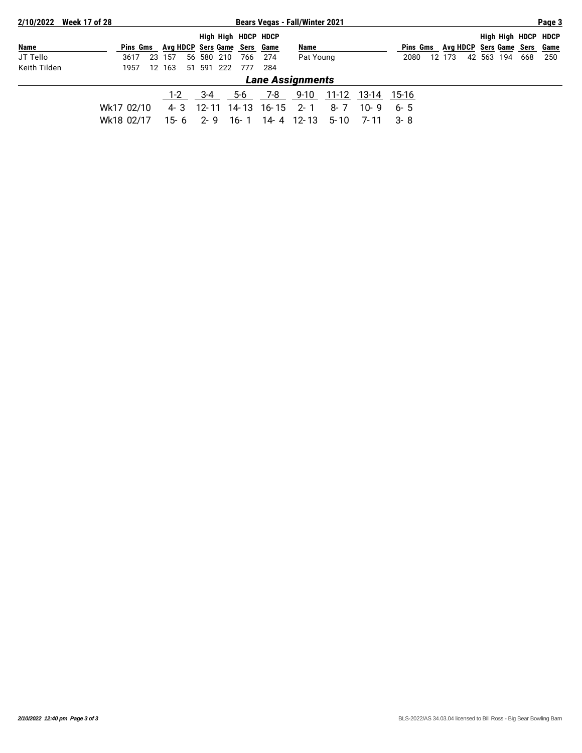| Name | Pins | Gms | Avg | HDCP | High Sers | High Game | HDCP Sers | HDCP Game | Name | Pins | Gms | Avg | HDCP | High Sers | High Game | HDCP Sers | HDCP Game |
|---|---|---|---|---|---|---|---|---|---|---|---|---|---|---|---|---|---|
| JT Tello | 3617 | 23 | 157 | 56 | 580 | 210 | 766 | 274 | Pat Young | 2080 | 12 | 173 | 42 | 563 | 194 | 668 | 250 |
| Keith Tilden | 1957 | 12 | 163 | 51 | 591 | 222 | 777 | 284 | | | | | | | | | |

## *Lane Assignments*

| | 1-2 | 3-4 | 5-6 | 7-8 | 9-10 | 11-12 | 13-14 | 15-16 |
|---|---|---|---|---|---|---|---|---|
| Wk17 02/10 | 4- 3 | 12- 11 | 14- 13 | 16- 15 | 2- 1 | 8- 7 | 10- 9 | 6- 5 |
| Wk18 02/17 | 15- 6 | 2- 9 | 16- 1 | 14- 4 | 12- 13 | 5- 10 | 7- 11 | 3- 8 |